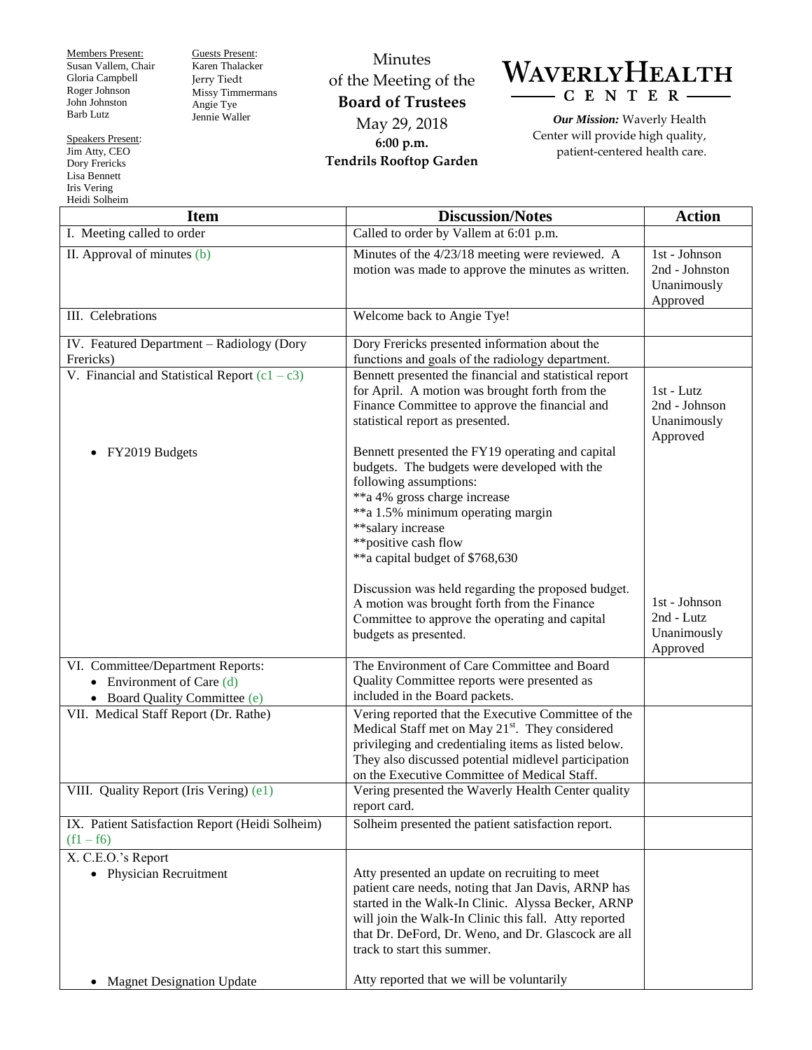Members Present:
Susan Vallem, Chair
Gloria Campbell
Roger Johnson
John Johnston
Barb Lutz

Guests Present:
Karen Thalacker
Jerry Tiedt
Missy Timmermans
Angie Tye
Jennie Waller

Speakers Present:
Jim Atty, CEO
Dory Frericks
Lisa Bennett
Iris Vering
Heidi Solheim

Minutes
of the Meeting of the
**Board of Trustees**
May 29, 2018
**6:00 p.m.**
**Tendrils Rooftop Garden**

# WAVERLY HEALTH CENTER

***Our Mission:*** Waverly Health Center will provide high quality, patient-centered health care.

| Item | Discussion/Notes | Action |
|---|---|---|
| I. Meeting called to order | Called to order by Vallem at 6:01 p.m. | |
| II. Approval of minutes (b) | Minutes of the 4/23/18 meeting were reviewed. A motion was made to approve the minutes as written. | 1st - Johnson<br>2nd - Johnston<br>Unanimously Approved |
| III. Celebrations | Welcome back to Angie Tye! | |
| IV. Featured Department – Radiology (Dory Frericks) | Dory Frericks presented information about the functions and goals of the radiology department. | |
| V. Financial and Statistical Report (c1 – c3) | Bennett presented the financial and statistical report for April. A motion was brought forth from the Finance Committee to approve the financial and statistical report as presented. | 1st - Lutz<br>2nd - Johnson<br>Unanimously Approved |
| • FY2019 Budgets | Bennett presented the FY19 operating and capital budgets. The budgets were developed with the following assumptions:<br>**a 4% gross charge increase<br>**a 1.5% minimum operating margin<br>**salary increase<br>**positive cash flow<br>**a capital budget of $768,630<br><br>Discussion was held regarding the proposed budget. A motion was brought forth from the Finance Committee to approve the operating and capital budgets as presented. | 1st - Johnson<br>2nd - Lutz<br>Unanimously Approved |
| VI. Committee/Department Reports:<br>• Environment of Care (d)<br>• Board Quality Committee (e) | The Environment of Care Committee and Board Quality Committee reports were presented as included in the Board packets. | |
| VII. Medical Staff Report (Dr. Rathe) | Vering reported that the Executive Committee of the Medical Staff met on May 21st. They considered privileging and credentialing items as listed below. They also discussed potential midlevel participation on the Executive Committee of Medical Staff. | |
| VIII. Quality Report (Iris Vering) (e1) | Vering presented the Waverly Health Center quality report card. | |
| IX. Patient Satisfaction Report (Heidi Solheim) (f1 – f6) | Solheim presented the patient satisfaction report. | |
| X. C.E.O.'s Report<br>• Physician Recruitment | Atty presented an update on recruiting to meet patient care needs, noting that Jan Davis, ARNP has started in the Walk-In Clinic. Alyssa Becker, ARNP will join the Walk-In Clinic this fall. Atty reported that Dr. DeFord, Dr. Weno, and Dr. Glascock are all track to start this summer. | |
| • Magnet Designation Update | Atty reported that we will be voluntarily | |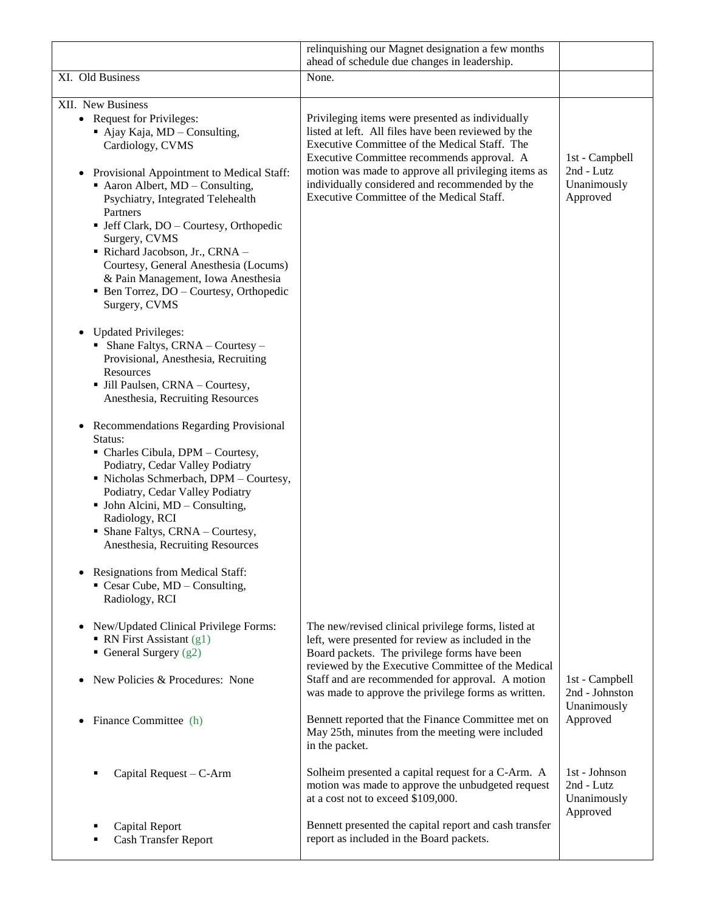| | relinquishing our Magnet designation a few months ahead of schedule due changes in leadership. | |
|---|---|---|
| XI. Old Business | None. | |
| XII. New Business<br>• Request for Privileges:<br>▪ Ajay Kaja, MD – Consulting, Cardiology, CVMS<br><br>• Provisional Appointment to Medical Staff:<br>▪ Aaron Albert, MD – Consulting, Psychiatry, Integrated Telehealth Partners<br>▪ Jeff Clark, DO – Courtesy, Orthopedic Surgery, CVMS<br>▪ Richard Jacobson, Jr., CRNA – Courtesy, General Anesthesia (Locums) & Pain Management, Iowa Anesthesia<br>▪ Ben Torrez, DO – Courtesy, Orthopedic Surgery, CVMS<br><br>• Updated Privileges:<br>▪ Shane Faltys, CRNA – Courtesy – Provisional, Anesthesia, Recruiting Resources<br>▪ Jill Paulsen, CRNA – Courtesy, Anesthesia, Recruiting Resources<br><br>• Recommendations Regarding Provisional Status:<br>▪ Charles Cibula, DPM – Courtesy, Podiatry, Cedar Valley Podiatry<br>▪ Nicholas Schmerbach, DPM – Courtesy, Podiatry, Cedar Valley Podiatry<br>▪ John Alcini, MD – Consulting, Radiology, RCI<br>▪ Shane Faltys, CRNA – Courtesy, Anesthesia, Recruiting Resources<br><br>• Resignations from Medical Staff:<br>▪ Cesar Cube, MD – Consulting, Radiology, RCI | Privileging items were presented as individually listed at left. All files have been reviewed by the Executive Committee of the Medical Staff. The Executive Committee recommends approval. A motion was made to approve all privileging items as individually considered and recommended by the Executive Committee of the Medical Staff. | 1st - Campbell<br>2nd - Lutz<br>Unanimously Approved |
| • New/Updated Clinical Privilege Forms:<br>▪ RN First Assistant (g1)<br>▪ General Surgery (g2)<br><br>• New Policies & Procedures: None | The new/revised clinical privilege forms, listed at left, were presented for review as included in the Board packets. The privilege forms have been reviewed by the Executive Committee of the Medical Staff and are recommended for approval. A motion was made to approve the privilege forms as written. | 1st - Campbell<br>2nd - Johnston<br>Unanimously Approved |
| • Finance Committee (h) | Bennett reported that the Finance Committee met on May 25th, minutes from the meeting were included in the packet. | |
| ▪ Capital Request – C-Arm | Solheim presented a capital request for a C-Arm. A motion was made to approve the unbudgeted request at a cost not to exceed $109,000. | 1st - Johnson<br>2nd - Lutz<br>Unanimously Approved |
| ▪ Capital Report<br>▪ Cash Transfer Report | Bennett presented the capital report and cash transfer report as included in the Board packets. | |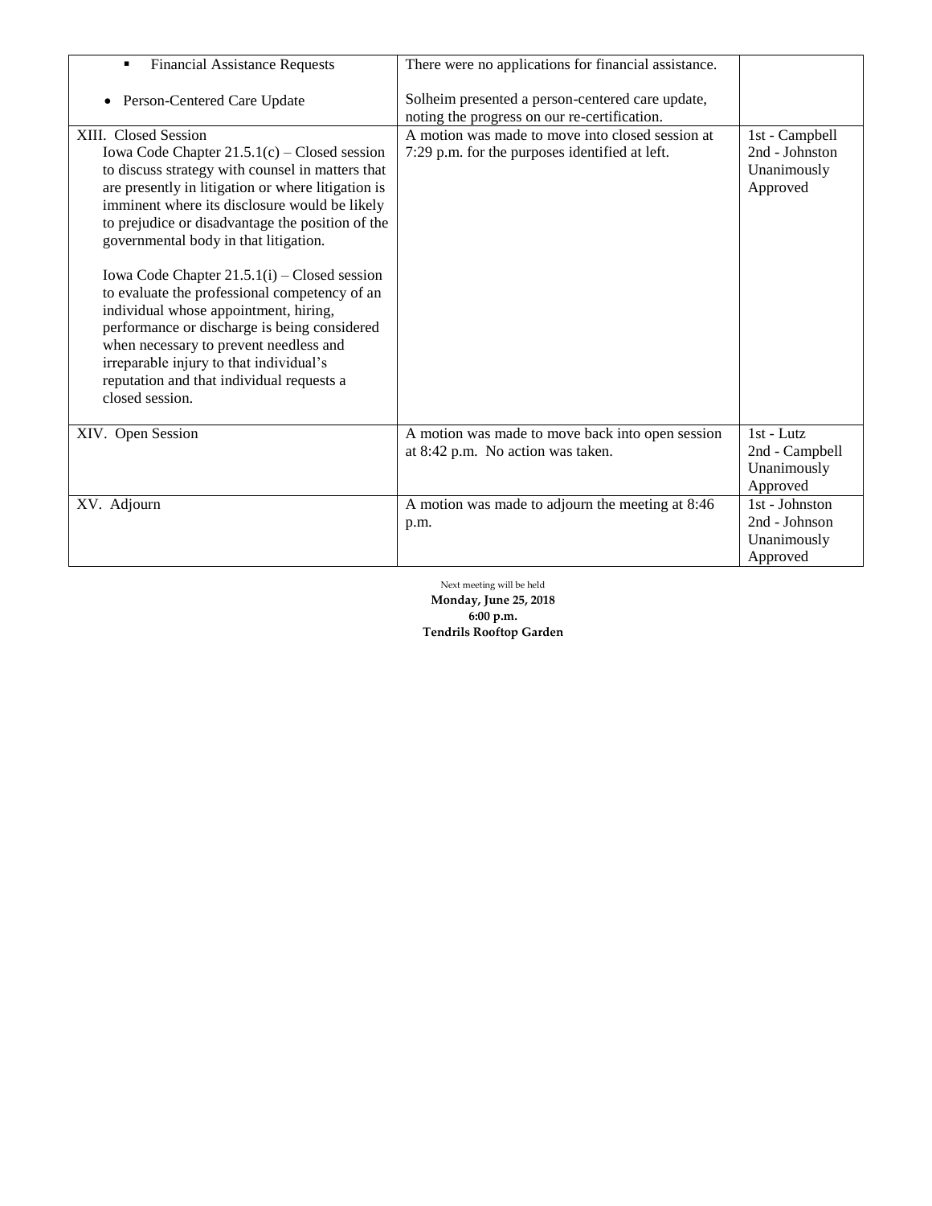| | | |
|---|---|---|
| ▪ Financial Assistance Requests<br><br>• Person-Centered Care Update | There were no applications for financial assistance.<br><br>Solheim presented a person-centered care update, noting the progress on our re-certification. | |
| XIII. Closed Session<br>Iowa Code Chapter 21.5.1(c) – Closed session to discuss strategy with counsel in matters that are presently in litigation or where litigation is imminent where its disclosure would be likely to prejudice or disadvantage the position of the governmental body in that litigation.<br><br>Iowa Code Chapter 21.5.1(i) – Closed session to evaluate the professional competency of an individual whose appointment, hiring, performance or discharge is being considered when necessary to prevent needless and irreparable injury to that individual's reputation and that individual requests a closed session. | A motion was made to move into closed session at 7:29 p.m. for the purposes identified at left. | 1st - Campbell<br>2nd - Johnston<br>Unanimously Approved |
| XIV. Open Session | A motion was made to move back into open session at 8:42 p.m. No action was taken. | 1st - Lutz<br>2nd - Campbell<br>Unanimously Approved |
| XV. Adjourn | A motion was made to adjourn the meeting at 8:46 p.m. | 1st - Johnston<br>2nd - Johnson<br>Unanimously Approved |

Next meeting will be held
**Monday, June 25, 2018**
**6:00 p.m.**
**Tendrils Rooftop Garden**